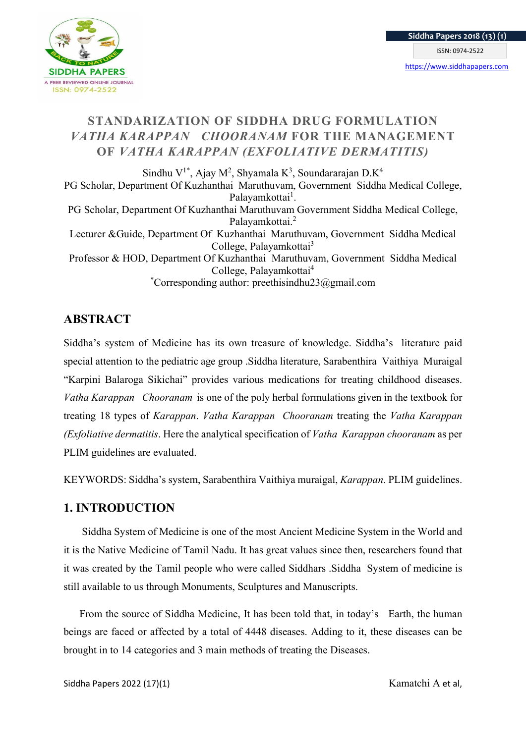# STANDARIZATION OF SIDDHA DRUG FORMULATION *VATHA KARAPPAN CHOORANAM* FOR THE MANAGEMENT OF *VATHA KARAPPAN (EXFOLIATIVE DERMATITIS)*

Sindhu V[1*], Ajay M[2], Shyamala K[3], Soundararajan D.K[4]

PG Scholar, Department Of Kuzhanthai Maruthuvam, Government Siddha Medical College, Palayamkottai[1].

PG Scholar, Department Of Kuzhanthai Maruthuvam Government Siddha Medical College, Palayamkottai.[2]

Lecturer &Guide, Department Of Kuzhanthai Maruthuvam, Government Siddha Medical College, Palayamkottai[3]

Professor & HOD, Department Of Kuzhanthai Maruthuvam, Government Siddha Medical College, Palayamkottai[4]

[*]Corresponding author: preethisindhu23@gmail.com

## ABSTRACT

Siddha's system of Medicine has its own treasure of knowledge. Siddha's literature paid special attention to the pediatric age group .Siddha literature, Sarabenthira Vaithiya Muraigal "Karpini Balaroga Sikichai" provides various medications for treating childhood diseases. *Vatha Karappan Chooranam* is one of the poly herbal formulations given in the textbook for treating 18 types of *Karappan*. *Vatha Karappan Chooranam* treating the *Vatha Karappan (Exfoliative dermatitis*. Here the analytical specification of *Vatha Karappan chooranam* as per PLIM guidelines are evaluated.

KEYWORDS: Siddha's system, Sarabenthira Vaithiya muraigal, *Karappan*. PLIM guidelines.

## 1. INTRODUCTION

Siddha System of Medicine is one of the most Ancient Medicine System in the World and it is the Native Medicine of Tamil Nadu. It has great values since then, researchers found that it was created by the Tamil people who were called Siddhars .Siddha System of medicine is still available to us through Monuments, Sculptures and Manuscripts.

From the source of Siddha Medicine, It has been told that, in today's Earth, the human beings are faced or affected by a total of 4448 diseases. Adding to it, these diseases can be brought in to 14 categories and 3 main methods of treating the Diseases.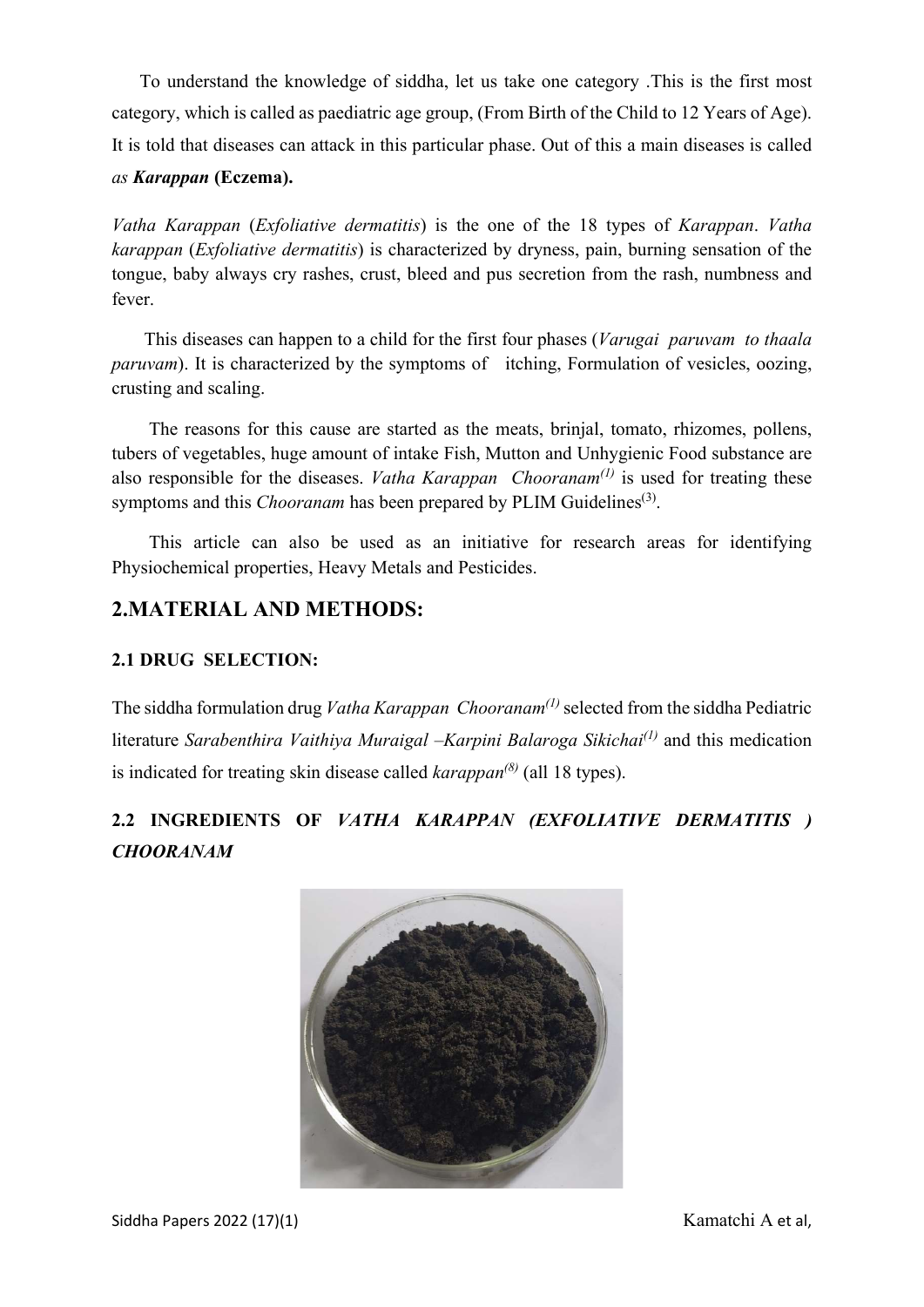To understand the knowledge of siddha, let us take one category .This is the first most category, which is called as paediatric age group, (From Birth of the Child to 12 Years of Age). It is told that diseases can attack in this particular phase. Out of this a main diseases is called *as **Karappan*** **(Eczema).**

*Vatha Karappan* (*Exfoliative dermatitis*) is the one of the 18 types of *Karappan*. *Vatha karappan* (*Exfoliative dermatitis*) is characterized by dryness, pain, burning sensation of the tongue, baby always cry rashes, crust, bleed and pus secretion from the rash, numbness and fever.

This diseases can happen to a child for the first four phases (*Varugai paruvam to thaala paruvam*). It is characterized by the symptoms of itching, Formulation of vesicles, oozing, crusting and scaling.

The reasons for this cause are started as the meats, brinjal, tomato, rhizomes, pollens, tubers of vegetables, huge amount of intake Fish, Mutton and Unhygienic Food substance are also responsible for the diseases. *Vatha Karappan Chooranam*[(1)] is used for treating these symptoms and this *Chooranam* has been prepared by PLIM Guidelines[(3)].

This article can also be used as an initiative for research areas for identifying Physiochemical properties, Heavy Metals and Pesticides.

## 2.MATERIAL AND METHODS:

### 2.1 DRUG SELECTION:

The siddha formulation drug *Vatha Karappan Chooranam*[(1)] selected from the siddha Pediatric literature *Sarabenthira Vaithiya Muraigal –Karpini Balaroga Sikichai*[(1)] and this medication is indicated for treating skin disease called *karappan*[(8)] (all 18 types).

### 2.2 INGREDIENTS OF *VATHA KARAPPAN (EXFOLIATIVE DERMATITIS ) CHOORANAM*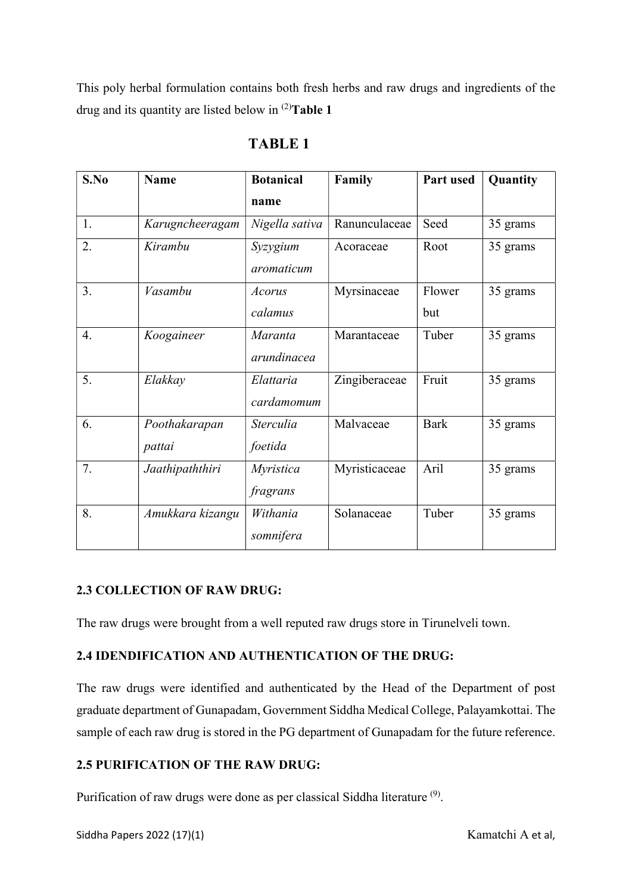This poly herbal formulation contains both fresh herbs and raw drugs and ingredients of the drug and its quantity are listed below in [2]**Table 1**

## TABLE 1

| S.No | Name | Botanical name | Family | Part used | Quantity |
|---|---|---|---|---|---|
| 1. | *Karugncheeragam* | *Nigella sativa* | Ranunculaceae | Seed | 35 grams |
| 2. | *Kirambu* | *Syzygium aromaticum* | Acoraceae | Root | 35 grams |
| 3. | *Vasambu* | *Acorus calamus* | Myrsinaceae | Flower but | 35 grams |
| 4. | *Koogaineer* | *Maranta arundinacea* | Marantaceae | Tuber | 35 grams |
| 5. | *Elakkay* | *Elattaria cardamomum* | Zingiberaceae | Fruit | 35 grams |
| 6. | *Poothakarapan pattai* | *Sterculia foetida* | Malvaceae | Bark | 35 grams |
| 7. | *Jaathipaththiri* | *Myristica fragrans* | Myristicaceae | Aril | 35 grams |
| 8. | *Amukkara kizangu* | *Withania somnifera* | Solanaceae | Tuber | 35 grams |

### 2.3 COLLECTION OF RAW DRUG:

The raw drugs were brought from a well reputed raw drugs store in Tirunelveli town.

### 2.4 IDENDIFICATION AND AUTHENTICATION OF THE DRUG:

The raw drugs were identified and authenticated by the Head of the Department of post graduate department of Gunapadam, Government Siddha Medical College, Palayamkottai. The sample of each raw drug is stored in the PG department of Gunapadam for the future reference.

### 2.5 PURIFICATION OF THE RAW DRUG:

Purification of raw drugs were done as per classical Siddha literature [9].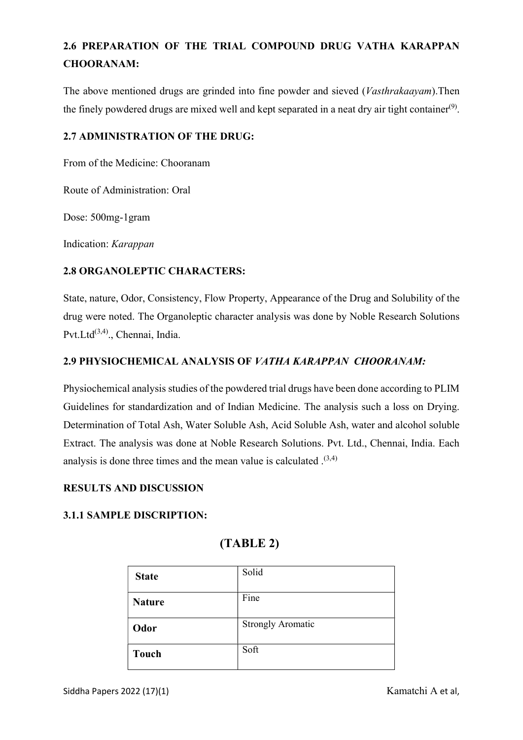## 2.6 PREPARATION OF THE TRIAL COMPOUND DRUG VATHA KARAPPAN CHOORANAM:

The above mentioned drugs are grinded into fine powder and sieved (*Vasthrakaayam*).Then the finely powdered drugs are mixed well and kept separated in a neat dry air tight container[9].

## 2.7 ADMINISTRATION OF THE DRUG:

From of the Medicine: Chooranam

Route of Administration: Oral

Dose: 500mg-1gram

Indication: *Karappan*

## 2.8 ORGANOLEPTIC CHARACTERS:

State, nature, Odor, Consistency, Flow Property, Appearance of the Drug and Solubility of the drug were noted. The Organoleptic character analysis was done by Noble Research Solutions Pvt.Ltd[3,4]., Chennai, India.

## 2.9 PHYSIOCHEMICAL ANALYSIS OF *VATHA KARAPPAN CHOORANAM:*

Physiochemical analysis studies of the powdered trial drugs have been done according to PLIM Guidelines for standardization and of Indian Medicine. The analysis such a loss on Drying. Determination of Total Ash, Water Soluble Ash, Acid Soluble Ash, water and alcohol soluble Extract. The analysis was done at Noble Research Solutions. Pvt. Ltd., Chennai, India. Each analysis is done three times and the mean value is calculated .[3,4]

## RESULTS AND DISCUSSION

### 3.1.1 SAMPLE DISCRIPTION:

**(TABLE 2)**

| | |
|---|---|
| **State** | Solid |
| **Nature** | Fine |
| **Odor** | Strongly Aromatic |
| **Touch** | Soft |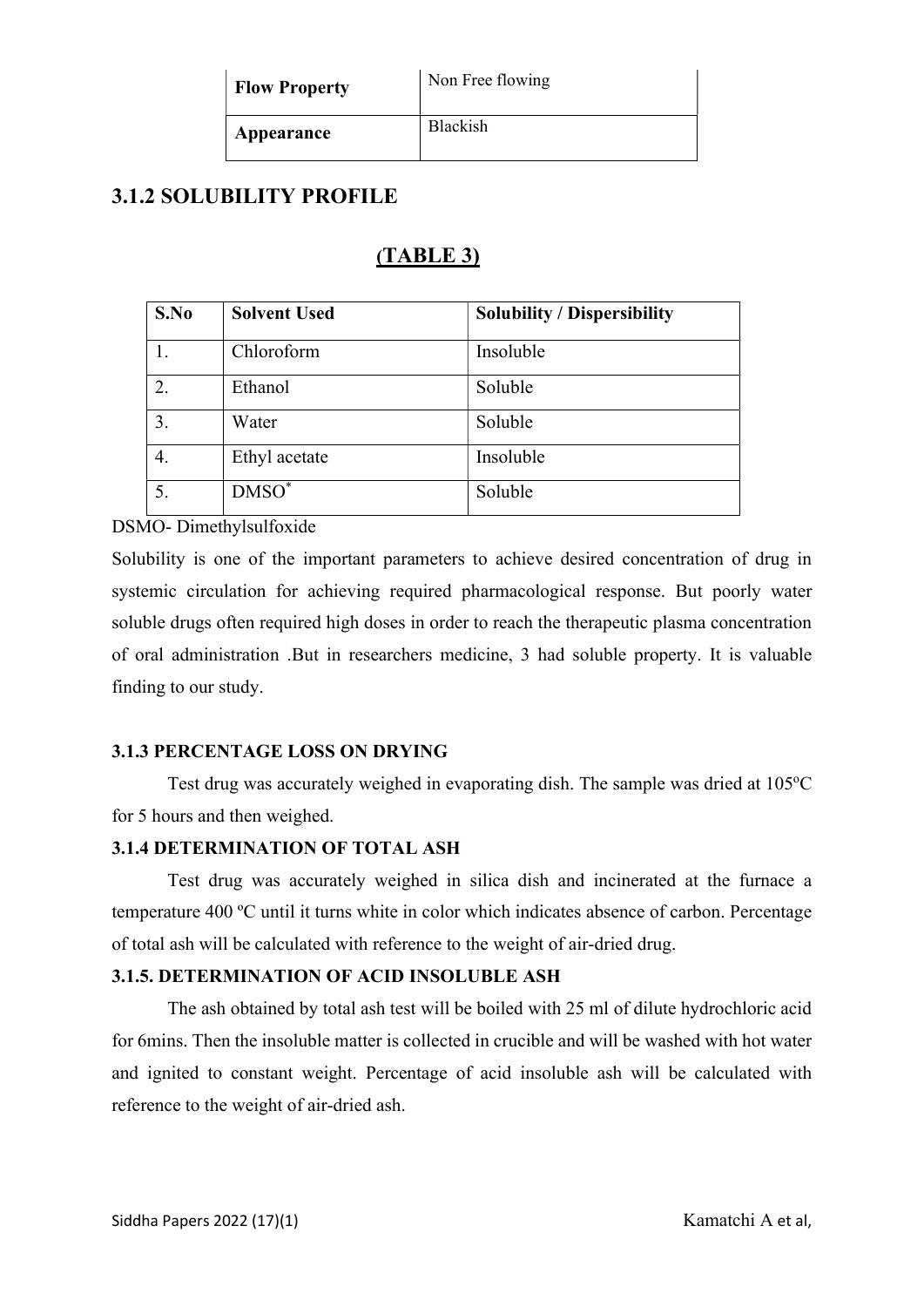| Flow Property | Non Free flowing |
|---|---|
| Appearance | Blackish |

## 3.1.2 SOLUBILITY PROFILE

### (TABLE 3)

| S.No | Solvent Used | Solubility / Dispersibility |
|---|---|---|
| 1. | Chloroform | Insoluble |
| 2. | Ethanol | Soluble |
| 3. | Water | Soluble |
| 4. | Ethyl acetate | Insoluble |
| 5. | DMSO* | Soluble |

DSMO- Dimethylsulfoxide

Solubility is one of the important parameters to achieve desired concentration of drug in systemic circulation for achieving required pharmacological response. But poorly water soluble drugs often required high doses in order to reach the therapeutic plasma concentration of oral administration .But in researchers medicine, 3 had soluble property. It is valuable finding to our study.

### 3.1.3 PERCENTAGE LOSS ON DRYING

Test drug was accurately weighed in evaporating dish. The sample was dried at 105ºC for 5 hours and then weighed.

### 3.1.4 DETERMINATION OF TOTAL ASH

Test drug was accurately weighed in silica dish and incinerated at the furnace a temperature 400 ºC until it turns white in color which indicates absence of carbon. Percentage of total ash will be calculated with reference to the weight of air-dried drug.

### 3.1.5. DETERMINATION OF ACID INSOLUBLE ASH

The ash obtained by total ash test will be boiled with 25 ml of dilute hydrochloric acid for 6mins. Then the insoluble matter is collected in crucible and will be washed with hot water and ignited to constant weight. Percentage of acid insoluble ash will be calculated with reference to the weight of air-dried ash.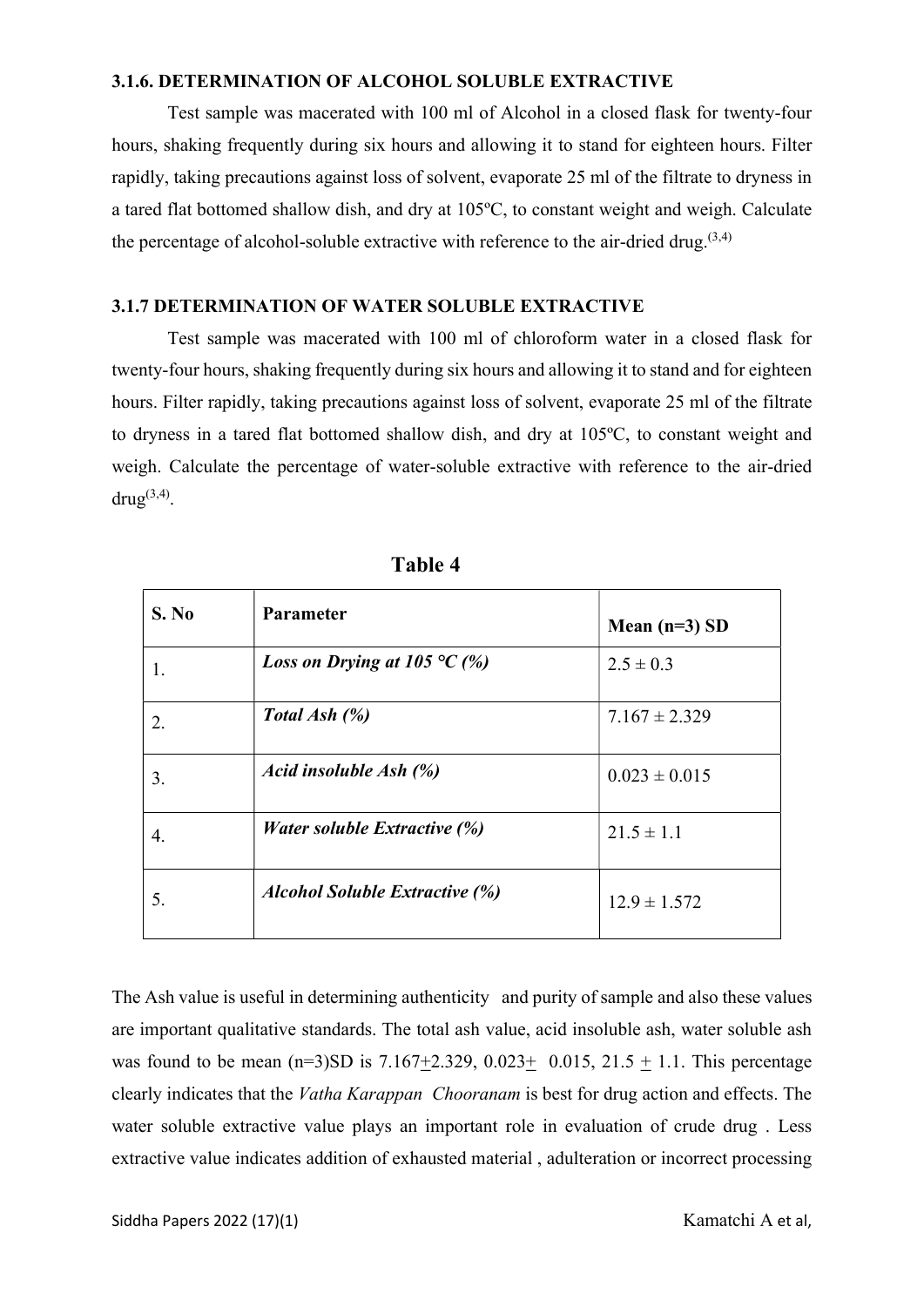### 3.1.6. DETERMINATION OF ALCOHOL SOLUBLE EXTRACTIVE

Test sample was macerated with 100 ml of Alcohol in a closed flask for twenty-four hours, shaking frequently during six hours and allowing it to stand for eighteen hours. Filter rapidly, taking precautions against loss of solvent, evaporate 25 ml of the filtrate to dryness in a tared flat bottomed shallow dish, and dry at 105ºC, to constant weight and weigh. Calculate the percentage of alcohol-soluble extractive with reference to the air-dried drug.[3,4]

### 3.1.7 DETERMINATION OF WATER SOLUBLE EXTRACTIVE

Test sample was macerated with 100 ml of chloroform water in a closed flask for twenty-four hours, shaking frequently during six hours and allowing it to stand and for eighteen hours. Filter rapidly, taking precautions against loss of solvent, evaporate 25 ml of the filtrate to dryness in a tared flat bottomed shallow dish, and dry at 105ºC, to constant weight and weigh. Calculate the percentage of water-soluble extractive with reference to the air-dried drug[3,4].

**Table 4**

| S. No | Parameter | Mean (n=3) SD |
|---|---|---|
| 1. | ***Loss on Drying at 105 °C (%)*** | 2.5 ± 0.3 |
| 2. | ***Total Ash (%)*** | 7.167 ± 2.329 |
| 3. | ***Acid insoluble Ash (%)*** | 0.023 ± 0.015 |
| 4. | ***Water soluble Extractive (%)*** | 21.5 ± 1.1 |
| 5. | ***Alcohol Soluble Extractive (%)*** | 12.9 ± 1.572 |

The Ash value is useful in determining authenticity and purity of sample and also these values are important qualitative standards. The total ash value, acid insoluble ash, water soluble ash was found to be mean (n=3)SD is 7.167±2.329, 0.023± 0.015, 21.5 ± 1.1. This percentage clearly indicates that the *Vatha Karappan Chooranam* is best for drug action and effects. The water soluble extractive value plays an important role in evaluation of crude drug . Less extractive value indicates addition of exhausted material , adulteration or incorrect processing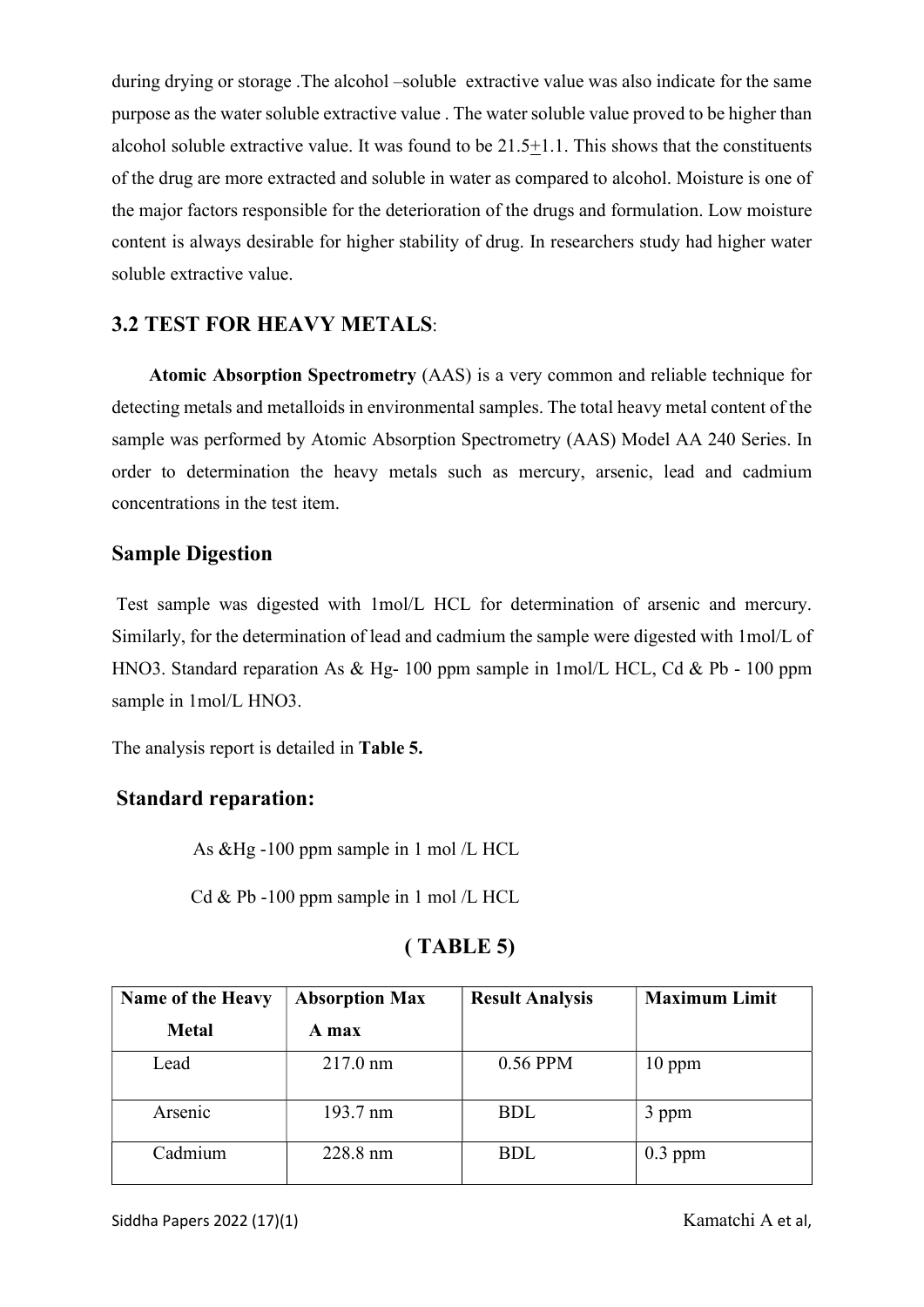during drying or storage .The alcohol –soluble extractive value was also indicate for the same purpose as the water soluble extractive value . The water soluble value proved to be higher than alcohol soluble extractive value. It was found to be 21.5$\pm$1.1. This shows that the constituents of the drug are more extracted and soluble in water as compared to alcohol. Moisture is one of the major factors responsible for the deterioration of the drugs and formulation. Low moisture content is always desirable for higher stability of drug. In researchers study had higher water soluble extractive value.

## 3.2 TEST FOR HEAVY METALS:

**Atomic Absorption Spectrometry** (AAS) is a very common and reliable technique for detecting metals and metalloids in environmental samples. The total heavy metal content of the sample was performed by Atomic Absorption Spectrometry (AAS) Model AA 240 Series. In order to determination the heavy metals such as mercury, arsenic, lead and cadmium concentrations in the test item.

## Sample Digestion

Test sample was digested with 1mol/L HCL for determination of arsenic and mercury. Similarly, for the determination of lead and cadmium the sample were digested with 1mol/L of HNO3. Standard reparation As & Hg- 100 ppm sample in 1mol/L HCL, Cd & Pb - 100 ppm sample in 1mol/L HNO3.

The analysis report is detailed in **Table 5.**

## Standard reparation:

As &Hg -100 ppm sample in 1 mol /L HCL

Cd & Pb -100 ppm sample in 1 mol /L HCL

**( TABLE 5)**

| Name of the Heavy Metal | Absorption Max A max | Result Analysis | Maximum Limit |
|---|---|---|---|
| Lead | 217.0 nm | 0.56 PPM | 10 ppm |
| Arsenic | 193.7 nm | BDL | 3 ppm |
| Cadmium | 228.8 nm | BDL | 0.3 ppm |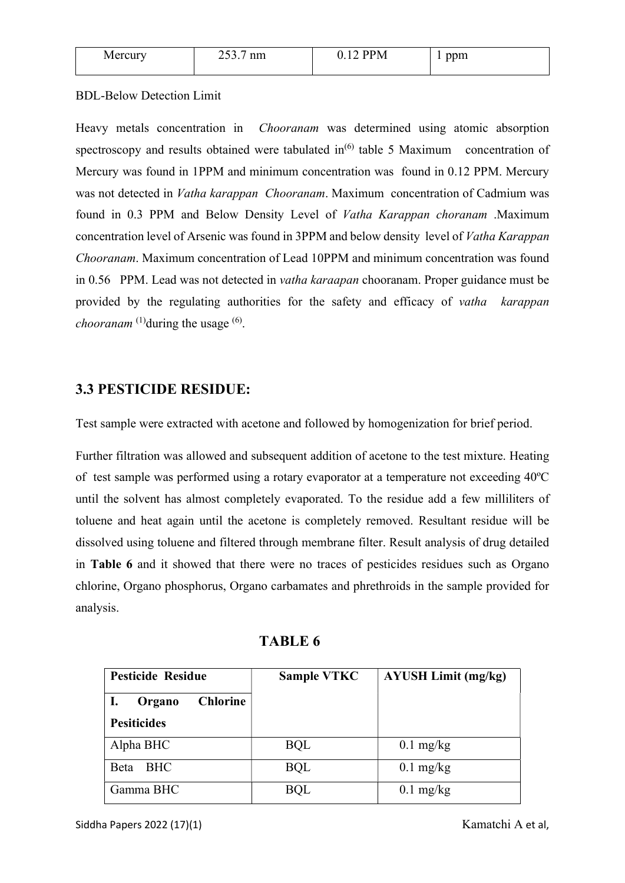| Mercury | 253.7 nm | 0.12 PPM | 1 ppm |
|---|---|---|---|

BDL-Below Detection Limit

Heavy metals concentration in *Chooranam* was determined using atomic absorption spectroscopy and results obtained were tabulated in[6] table 5 Maximum concentration of Mercury was found in 1PPM and minimum concentration was found in 0.12 PPM. Mercury was not detected in *Vatha karappan Chooranam*. Maximum concentration of Cadmium was found in 0.3 PPM and Below Density Level of *Vatha Karappan choranam* .Maximum concentration level of Arsenic was found in 3PPM and below density level of *Vatha Karappan Chooranam*. Maximum concentration of Lead 10PPM and minimum concentration was found in 0.56 PPM. Lead was not detected in *vatha karaapan* chooranam. Proper guidance must be provided by the regulating authorities for the safety and efficacy of *vatha karappan chooranam* [1]during the usage [6].

## 3.3 PESTICIDE RESIDUE:

Test sample were extracted with acetone and followed by homogenization for brief period.

Further filtration was allowed and subsequent addition of acetone to the test mixture. Heating of test sample was performed using a rotary evaporator at a temperature not exceeding 40ºC until the solvent has almost completely evaporated. To the residue add a few milliliters of toluene and heat again until the acetone is completely removed. Resultant residue will be dissolved using toluene and filtered through membrane filter. Result analysis of drug detailed in **Table 6** and it showed that there were no traces of pesticides residues such as Organo chlorine, Organo phosphorus, Organo carbamates and phrethroids in the sample provided for analysis.

**TABLE 6**

| **Pesticide Residue** | **Sample VTKC** | **AYUSH Limit (mg/kg)** |
|---|---|---|
| **I. Organo Chlorine Pesiticides** | | |
| Alpha BHC | BQL | 0.1 mg/kg |
| Beta BHC | BQL | 0.1 mg/kg |
| Gamma BHC | BQL | 0.1 mg/kg |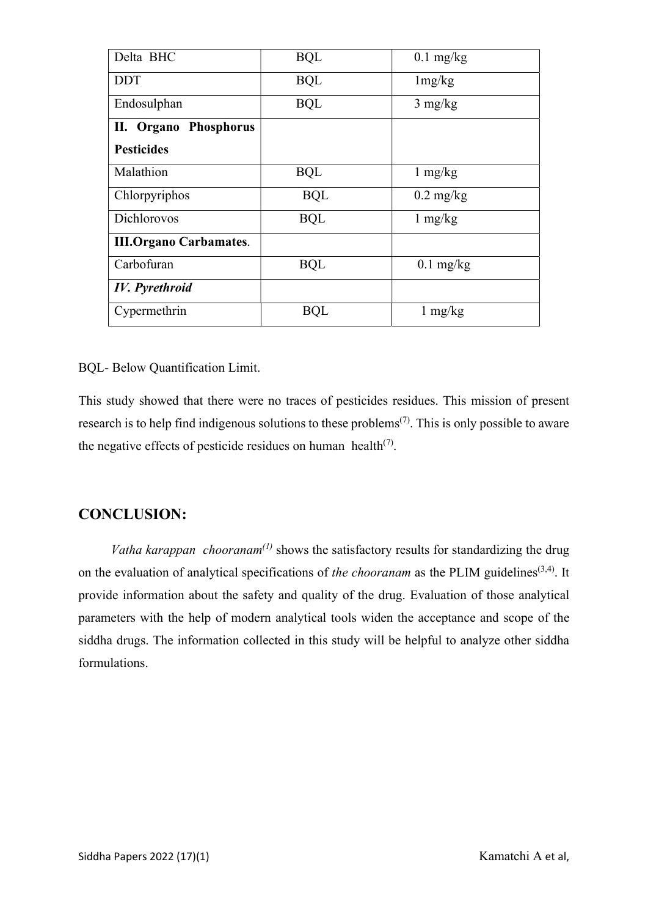| Delta BHC | BQL | 0.1 mg/kg |
|---|---|---|
| DDT | BQL | 1mg/kg |
| Endosulphan | BQL | 3 mg/kg |
| **II. Organo Phosphorus Pesticides** | | |
| Malathion | BQL | 1 mg/kg |
| Chlorpyriphos | BQL | 0.2 mg/kg |
| Dichlorovos | BQL | 1 mg/kg |
| **III.Organo Carbamates**. | | |
| Carbofuran | BQL | 0.1 mg/kg |
| ***IV. Pyrethroid*** | | |
| Cypermethrin | BQL | 1 mg/kg |

BQL- Below Quantification Limit.

This study showed that there were no traces of pesticides residues. This mission of present research is to help find indigenous solutions to these problems[7]. This is only possible to aware the negative effects of pesticide residues on human health[7].

## CONCLUSION:

*Vatha karappan chooranam*[1] shows the satisfactory results for standardizing the drug on the evaluation of analytical specifications of *the chooranam* as the PLIM guidelines[3,4]. It provide information about the safety and quality of the drug. Evaluation of those analytical parameters with the help of modern analytical tools widen the acceptance and scope of the siddha drugs. The information collected in this study will be helpful to analyze other siddha formulations.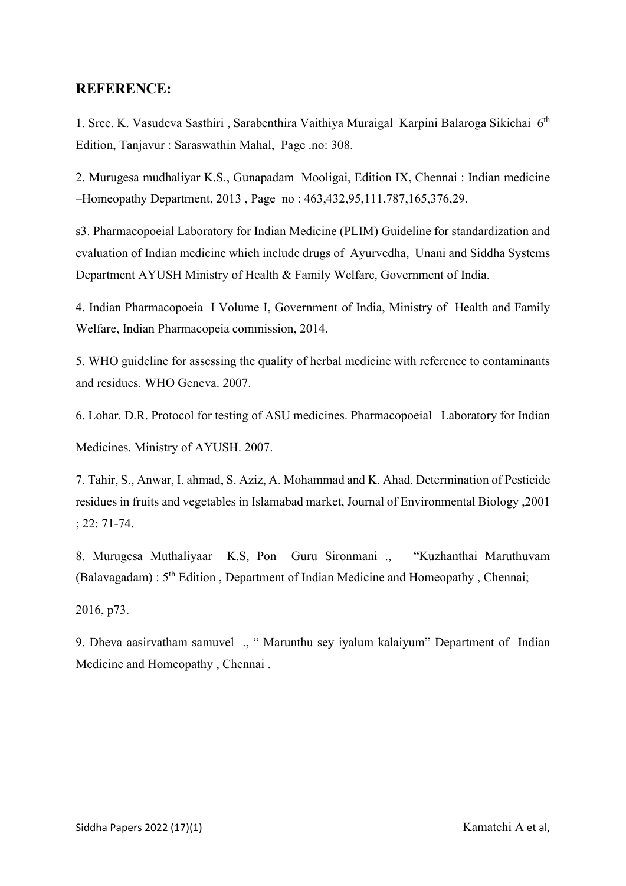## REFERENCE:

1. Sree. K. Vasudeva Sasthiri , Sarabenthira Vaithiya Muraigal Karpini Balaroga Sikichai 6th Edition, Tanjavur : Saraswathin Mahal, Page .no: 308.

2. Murugesa mudhaliyar K.S., Gunapadam Mooligai, Edition IX, Chennai : Indian medicine –Homeopathy Department, 2013 , Page no : 463,432,95,111,787,165,376,29.

s3. Pharmacopoeial Laboratory for Indian Medicine (PLIM) Guideline for standardization and evaluation of Indian medicine which include drugs of Ayurvedha, Unani and Siddha Systems Department AYUSH Ministry of Health & Family Welfare, Government of India.

4. Indian Pharmacopoeia I Volume I, Government of India, Ministry of Health and Family Welfare, Indian Pharmacopeia commission, 2014.

5. WHO guideline for assessing the quality of herbal medicine with reference to contaminants and residues. WHO Geneva. 2007.

6. Lohar. D.R. Protocol for testing of ASU medicines. Pharmacopoeial Laboratory for Indian Medicines. Ministry of AYUSH. 2007.

7. Tahir, S., Anwar, I. ahmad, S. Aziz, A. Mohammad and K. Ahad. Determination of Pesticide residues in fruits and vegetables in Islamabad market, Journal of Environmental Biology ,2001 ; 22: 71-74.

8. Murugesa Muthaliyaar K.S, Pon Guru Sironmani ., "Kuzhanthai Maruthuvam (Balavagadam) : 5th Edition , Department of Indian Medicine and Homeopathy , Chennai; 2016, p73.

9. Dheva aasirvatham samuvel ., " Marunthu sey iyalum kalaiyum" Department of Indian Medicine and Homeopathy , Chennai .